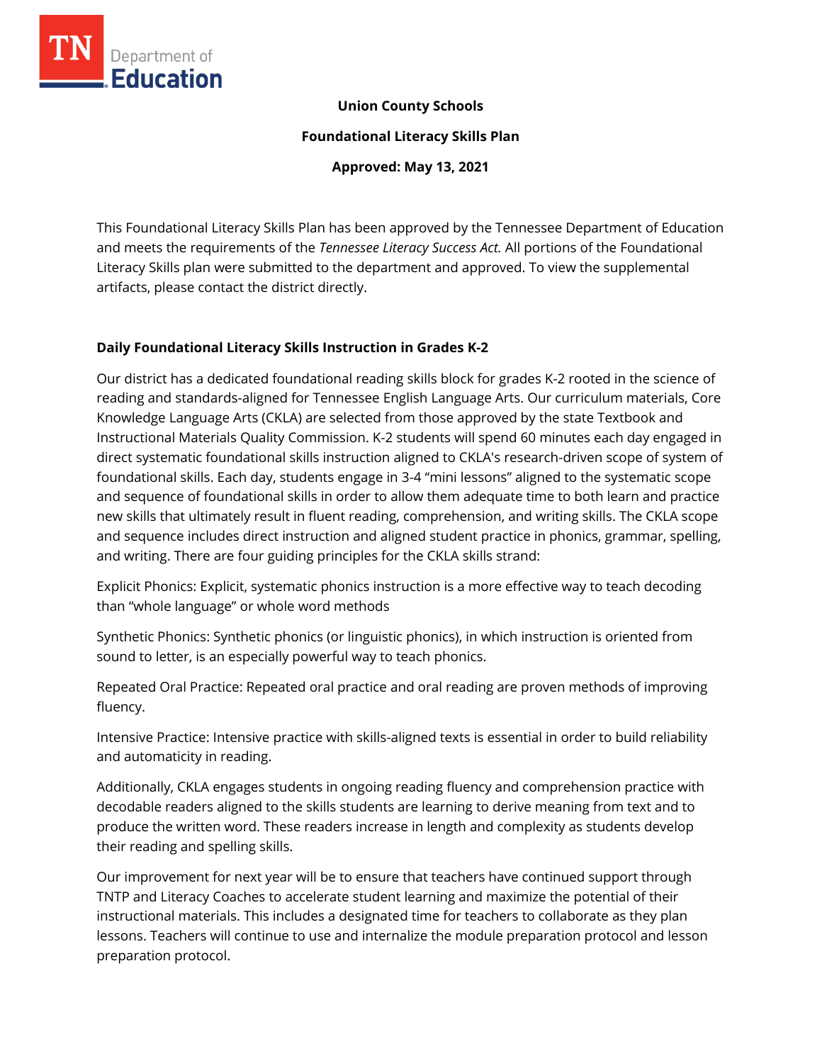**Union County Schools**

**Foundational Literacy Skills Plan**

**Approved: May 13, 2021**

This Foundational Literacy Skills Plan has been approved by the Tennessee Department of Education and meets the requirements of the *Tennessee Literacy Success Act.* All portions of the Foundational Literacy Skills plan were submitted to the department and approved. To view the supplemental artifacts, please contact the district directly.

## Daily Foundational Literacy Skills Instruction in Grades K-2

Our district has a dedicated foundational reading skills block for grades K-2 rooted in the science of reading and standards-aligned for Tennessee English Language Arts. Our curriculum materials, Core Knowledge Language Arts (CKLA) are selected from those approved by the state Textbook and Instructional Materials Quality Commission. K-2 students will spend 60 minutes each day engaged in direct systematic foundational skills instruction aligned to CKLA's research-driven scope of system of foundational skills. Each day, students engage in 3-4 "mini lessons" aligned to the systematic scope and sequence of foundational skills in order to allow them adequate time to both learn and practice new skills that ultimately result in fluent reading, comprehension, and writing skills. The CKLA scope and sequence includes direct instruction and aligned student practice in phonics, grammar, spelling, and writing. There are four guiding principles for the CKLA skills strand:

Explicit Phonics: Explicit, systematic phonics instruction is a more effective way to teach decoding than "whole language" or whole word methods

Synthetic Phonics: Synthetic phonics (or linguistic phonics), in which instruction is oriented from sound to letter, is an especially powerful way to teach phonics.

Repeated Oral Practice: Repeated oral practice and oral reading are proven methods of improving fluency.

Intensive Practice: Intensive practice with skills-aligned texts is essential in order to build reliability and automaticity in reading.

Additionally, CKLA engages students in ongoing reading fluency and comprehension practice with decodable readers aligned to the skills students are learning to derive meaning from text and to produce the written word. These readers increase in length and complexity as students develop their reading and spelling skills.

Our improvement for next year will be to ensure that teachers have continued support through TNTP and Literacy Coaches to accelerate student learning and maximize the potential of their instructional materials. This includes a designated time for teachers to collaborate as they plan lessons. Teachers will continue to use and internalize the module preparation protocol and lesson preparation protocol.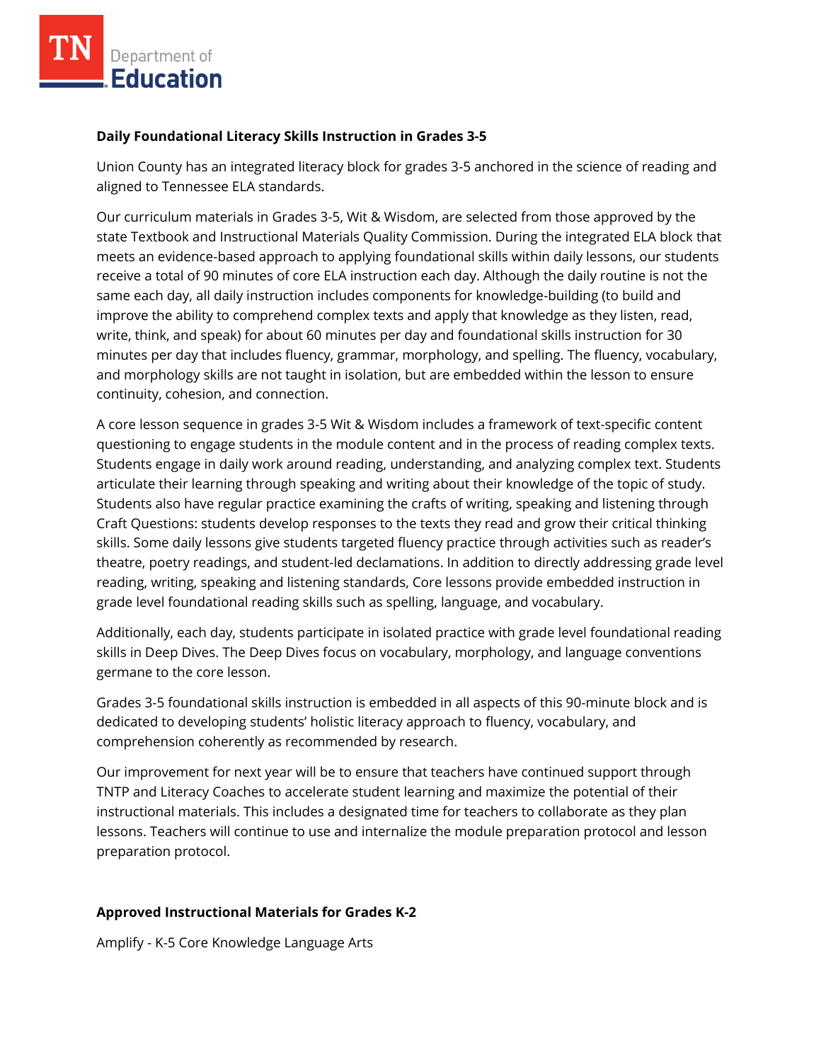**Daily Foundational Literacy Skills Instruction in Grades 3-5**

Union County has an integrated literacy block for grades 3-5 anchored in the science of reading and aligned to Tennessee ELA standards.

Our curriculum materials in Grades 3-5, Wit & Wisdom, are selected from those approved by the state Textbook and Instructional Materials Quality Commission. During the integrated ELA block that meets an evidence-based approach to applying foundational skills within daily lessons, our students receive a total of 90 minutes of core ELA instruction each day. Although the daily routine is not the same each day, all daily instruction includes components for knowledge-building (to build and improve the ability to comprehend complex texts and apply that knowledge as they listen, read, write, think, and speak) for about 60 minutes per day and foundational skills instruction for 30 minutes per day that includes fluency, grammar, morphology, and spelling. The fluency, vocabulary, and morphology skills are not taught in isolation, but are embedded within the lesson to ensure continuity, cohesion, and connection.

A core lesson sequence in grades 3-5 Wit & Wisdom includes a framework of text-specific content questioning to engage students in the module content and in the process of reading complex texts. Students engage in daily work around reading, understanding, and analyzing complex text. Students articulate their learning through speaking and writing about their knowledge of the topic of study. Students also have regular practice examining the crafts of writing, speaking and listening through Craft Questions: students develop responses to the texts they read and grow their critical thinking skills. Some daily lessons give students targeted fluency practice through activities such as reader's theatre, poetry readings, and student-led declamations. In addition to directly addressing grade level reading, writing, speaking and listening standards, Core lessons provide embedded instruction in grade level foundational reading skills such as spelling, language, and vocabulary.

Additionally, each day, students participate in isolated practice with grade level foundational reading skills in Deep Dives. The Deep Dives focus on vocabulary, morphology, and language conventions germane to the core lesson.

Grades 3-5 foundational skills instruction is embedded in all aspects of this 90-minute block and is dedicated to developing students' holistic literacy approach to fluency, vocabulary, and comprehension coherently as recommended by research.

Our improvement for next year will be to ensure that teachers have continued support through TNTP and Literacy Coaches to accelerate student learning and maximize the potential of their instructional materials. This includes a designated time for teachers to collaborate as they plan lessons. Teachers will continue to use and internalize the module preparation protocol and lesson preparation protocol.

**Approved Instructional Materials for Grades K-2**

Amplify - K-5 Core Knowledge Language Arts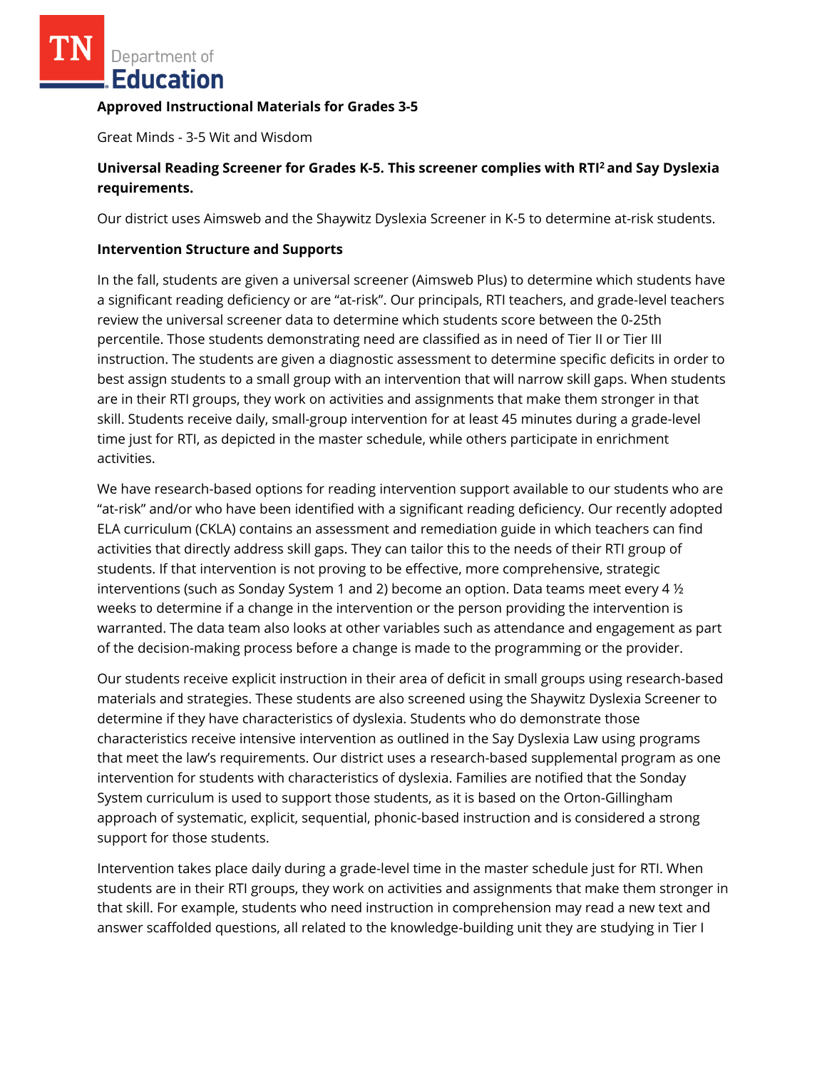**Approved Instructional Materials for Grades 3-5**

Great Minds - 3-5 Wit and Wisdom

**Universal Reading Screener for Grades K-5. This screener complies with RTI[2] and Say Dyslexia requirements.**

Our district uses Aimsweb and the Shaywitz Dyslexia Screener in K-5 to determine at-risk students.

**Intervention Structure and Supports**

In the fall, students are given a universal screener (Aimsweb Plus) to determine which students have a significant reading deficiency or are "at-risk". Our principals, RTI teachers, and grade-level teachers review the universal screener data to determine which students score between the 0-25th percentile. Those students demonstrating need are classified as in need of Tier II or Tier III instruction. The students are given a diagnostic assessment to determine specific deficits in order to best assign students to a small group with an intervention that will narrow skill gaps. When students are in their RTI groups, they work on activities and assignments that make them stronger in that skill. Students receive daily, small-group intervention for at least 45 minutes during a grade-level time just for RTI, as depicted in the master schedule, while others participate in enrichment activities.

We have research-based options for reading intervention support available to our students who are "at-risk" and/or who have been identified with a significant reading deficiency. Our recently adopted ELA curriculum (CKLA) contains an assessment and remediation guide in which teachers can find activities that directly address skill gaps. They can tailor this to the needs of their RTI group of students. If that intervention is not proving to be effective, more comprehensive, strategic interventions (such as Sonday System 1 and 2) become an option. Data teams meet every 4 ½ weeks to determine if a change in the intervention or the person providing the intervention is warranted. The data team also looks at other variables such as attendance and engagement as part of the decision-making process before a change is made to the programming or the provider.

Our students receive explicit instruction in their area of deficit in small groups using research-based materials and strategies. These students are also screened using the Shaywitz Dyslexia Screener to determine if they have characteristics of dyslexia. Students who do demonstrate those characteristics receive intensive intervention as outlined in the Say Dyslexia Law using programs that meet the law's requirements. Our district uses a research-based supplemental program as one intervention for students with characteristics of dyslexia. Families are notified that the Sonday System curriculum is used to support those students, as it is based on the Orton-Gillingham approach of systematic, explicit, sequential, phonic-based instruction and is considered a strong support for those students.

Intervention takes place daily during a grade-level time in the master schedule just for RTI. When students are in their RTI groups, they work on activities and assignments that make them stronger in that skill. For example, students who need instruction in comprehension may read a new text and answer scaffolded questions, all related to the knowledge-building unit they are studying in Tier I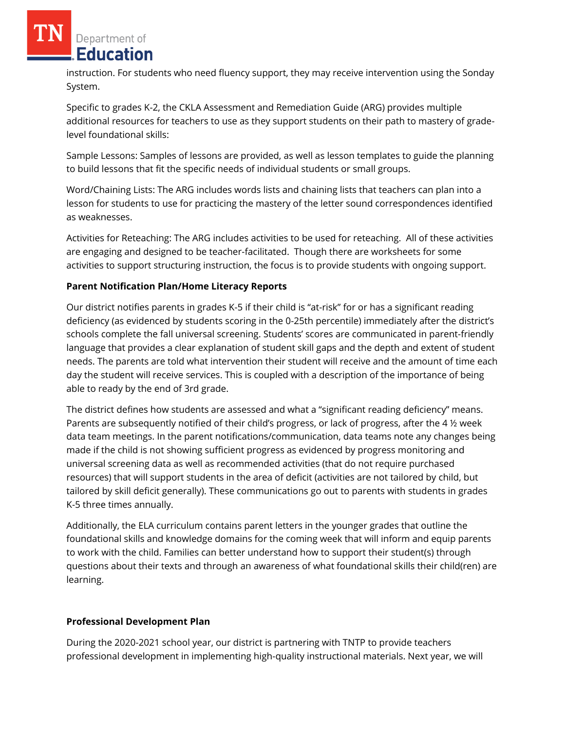instruction. For students who need fluency support, they may receive intervention using the Sonday System.

Specific to grades K-2, the CKLA Assessment and Remediation Guide (ARG) provides multiple additional resources for teachers to use as they support students on their path to mastery of grade-level foundational skills:

Sample Lessons: Samples of lessons are provided, as well as lesson templates to guide the planning to build lessons that fit the specific needs of individual students or small groups.

Word/Chaining Lists: The ARG includes words lists and chaining lists that teachers can plan into a lesson for students to use for practicing the mastery of the letter sound correspondences identified as weaknesses.

Activities for Reteaching: The ARG includes activities to be used for reteaching. All of these activities are engaging and designed to be teacher-facilitated. Though there are worksheets for some activities to support structuring instruction, the focus is to provide students with ongoing support.

**Parent Notification Plan/Home Literacy Reports**

Our district notifies parents in grades K-5 if their child is "at-risk" for or has a significant reading deficiency (as evidenced by students scoring in the 0-25th percentile) immediately after the district's schools complete the fall universal screening. Students' scores are communicated in parent-friendly language that provides a clear explanation of student skill gaps and the depth and extent of student needs. The parents are told what intervention their student will receive and the amount of time each day the student will receive services. This is coupled with a description of the importance of being able to ready by the end of 3rd grade.

The district defines how students are assessed and what a "significant reading deficiency" means. Parents are subsequently notified of their child's progress, or lack of progress, after the 4 ½ week data team meetings. In the parent notifications/communication, data teams note any changes being made if the child is not showing sufficient progress as evidenced by progress monitoring and universal screening data as well as recommended activities (that do not require purchased resources) that will support students in the area of deficit (activities are not tailored by child, but tailored by skill deficit generally). These communications go out to parents with students in grades K-5 three times annually.

Additionally, the ELA curriculum contains parent letters in the younger grades that outline the foundational skills and knowledge domains for the coming week that will inform and equip parents to work with the child. Families can better understand how to support their student(s) through questions about their texts and through an awareness of what foundational skills their child(ren) are learning.

**Professional Development Plan**

During the 2020-2021 school year, our district is partnering with TNTP to provide teachers professional development in implementing high-quality instructional materials. Next year, we will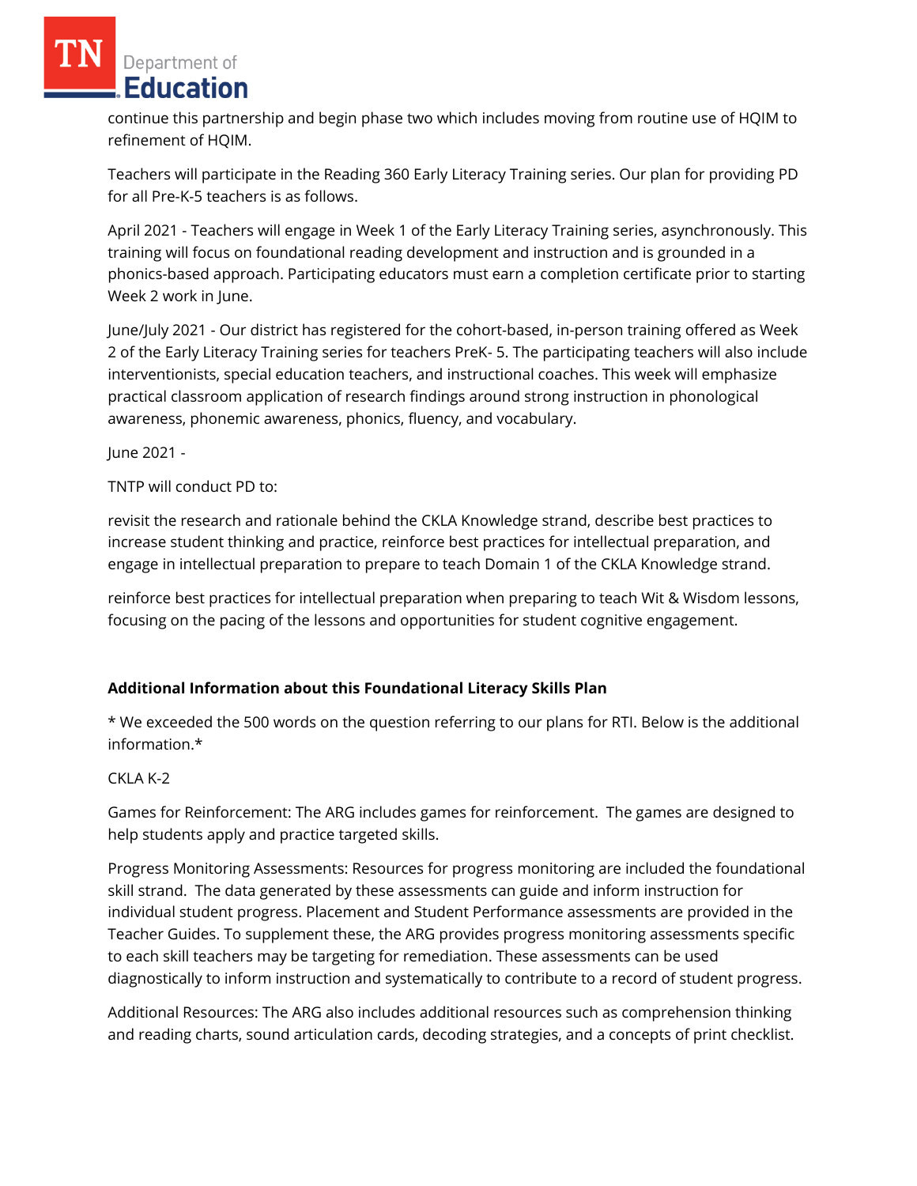continue this partnership and begin phase two which includes moving from routine use of HQIM to refinement of HQIM.

Teachers will participate in the Reading 360 Early Literacy Training series. Our plan for providing PD for all Pre-K-5 teachers is as follows.

April 2021 - Teachers will engage in Week 1 of the Early Literacy Training series, asynchronously. This training will focus on foundational reading development and instruction and is grounded in a phonics-based approach. Participating educators must earn a completion certificate prior to starting Week 2 work in June.

June/July 2021 - Our district has registered for the cohort-based, in-person training offered as Week 2 of the Early Literacy Training series for teachers PreK- 5. The participating teachers will also include interventionists, special education teachers, and instructional coaches. This week will emphasize practical classroom application of research findings around strong instruction in phonological awareness, phonemic awareness, phonics, fluency, and vocabulary.

June 2021 -

TNTP will conduct PD to:

revisit the research and rationale behind the CKLA Knowledge strand, describe best practices to increase student thinking and practice, reinforce best practices for intellectual preparation, and engage in intellectual preparation to prepare to teach Domain 1 of the CKLA Knowledge strand.

reinforce best practices for intellectual preparation when preparing to teach Wit & Wisdom lessons, focusing on the pacing of the lessons and opportunities for student cognitive engagement.

**Additional Information about this Foundational Literacy Skills Plan**

* We exceeded the 500 words on the question referring to our plans for RTI. Below is the additional information.*

CKLA K-2

Games for Reinforcement: The ARG includes games for reinforcement. The games are designed to help students apply and practice targeted skills.

Progress Monitoring Assessments: Resources for progress monitoring are included the foundational skill strand. The data generated by these assessments can guide and inform instruction for individual student progress. Placement and Student Performance assessments are provided in the Teacher Guides. To supplement these, the ARG provides progress monitoring assessments specific to each skill teachers may be targeting for remediation. These assessments can be used diagnostically to inform instruction and systematically to contribute to a record of student progress.

Additional Resources: The ARG also includes additional resources such as comprehension thinking and reading charts, sound articulation cards, decoding strategies, and a concepts of print checklist.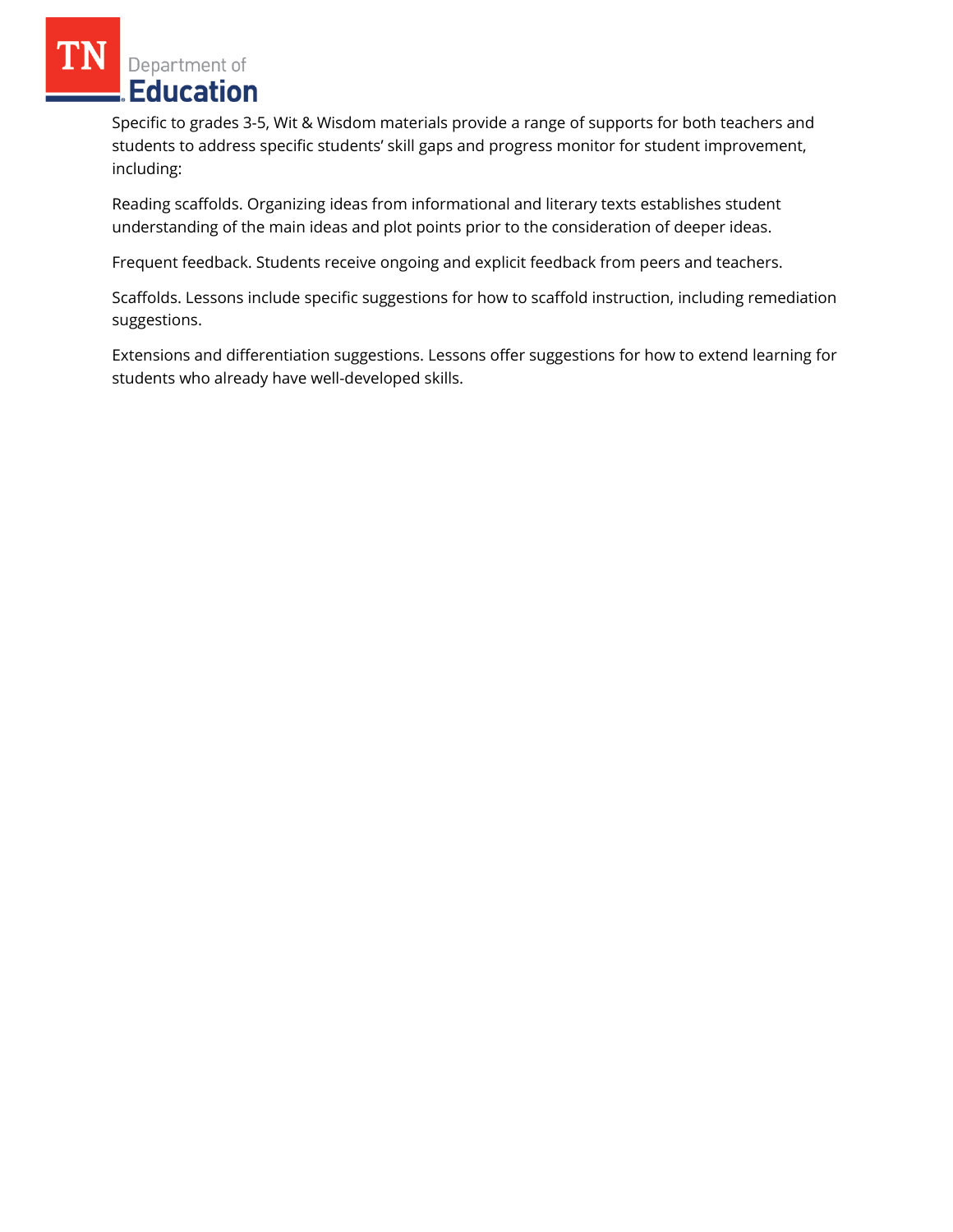Specific to grades 3-5, Wit & Wisdom materials provide a range of supports for both teachers and students to address specific students' skill gaps and progress monitor for student improvement, including:

Reading scaffolds. Organizing ideas from informational and literary texts establishes student understanding of the main ideas and plot points prior to the consideration of deeper ideas.

Frequent feedback. Students receive ongoing and explicit feedback from peers and teachers.

Scaffolds. Lessons include specific suggestions for how to scaffold instruction, including remediation suggestions.

Extensions and differentiation suggestions. Lessons offer suggestions for how to extend learning for students who already have well-developed skills.